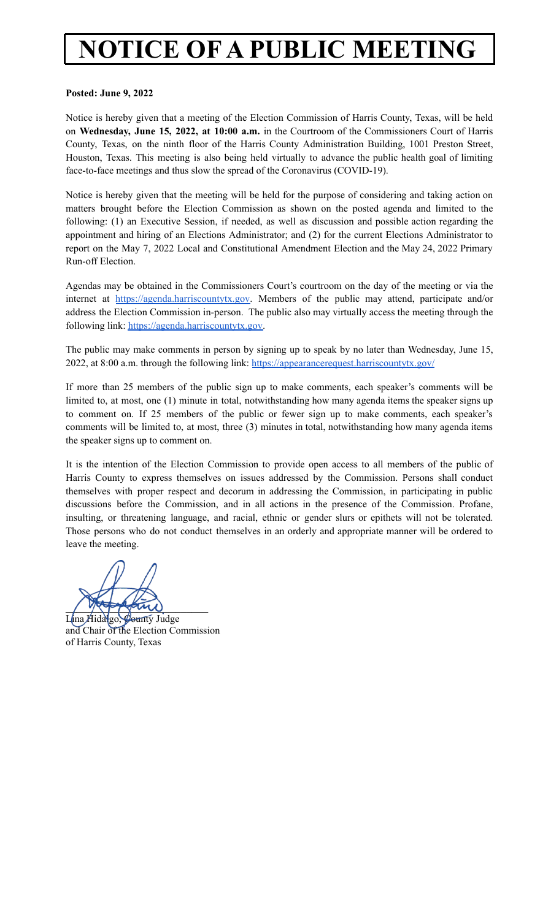# NOTICE OF A PUBLIC MEETING

**Posted: June 9, 2022**

Notice is hereby given that a meeting of the Election Commission of Harris County, Texas, will be held on **Wednesday, June 15, 2022, at 10:00 a.m.** in the Courtroom of the Commissioners Court of Harris County, Texas, on the ninth floor of the Harris County Administration Building, 1001 Preston Street, Houston, Texas. This meeting is also being held virtually to advance the public health goal of limiting face-to-face meetings and thus slow the spread of the Coronavirus (COVID-19).

Notice is hereby given that the meeting will be held for the purpose of considering and taking action on matters brought before the Election Commission as shown on the posted agenda and limited to the following: (1) an Executive Session, if needed, as well as discussion and possible action regarding the appointment and hiring of an Elections Administrator; and (2) for the current Elections Administrator to report on the May 7, 2022 Local and Constitutional Amendment Election and the May 24, 2022 Primary Run-off Election.

Agendas may be obtained in the Commissioners Court's courtroom on the day of the meeting or via the internet at https://agenda.harriscountytx.gov. Members of the public may attend, participate and/or address the Election Commission in-person. The public also may virtually access the meeting through the following link: https://agenda.harriscountytx.gov.

The public may make comments in person by signing up to speak by no later than Wednesday, June 15, 2022, at 8:00 a.m. through the following link: https://appearancerequest.harriscountytx.gov/

If more than 25 members of the public sign up to make comments, each speaker's comments will be limited to, at most, one (1) minute in total, notwithstanding how many agenda items the speaker signs up to comment on. If 25 members of the public or fewer sign up to make comments, each speaker's comments will be limited to, at most, three (3) minutes in total, notwithstanding how many agenda items the speaker signs up to comment on.

It is the intention of the Election Commission to provide open access to all members of the public of Harris County to express themselves on issues addressed by the Commission. Persons shall conduct themselves with proper respect and decorum in addressing the Commission, in participating in public discussions before the Commission, and in all actions in the presence of the Commission. Profane, insulting, or threatening language, and racial, ethnic or gender slurs or epithets will not be tolerated. Those persons who do not conduct themselves in an orderly and appropriate manner will be ordered to leave the meeting.

Lina Hidalgo, County Judge
and Chair of the Election Commission
of Harris County, Texas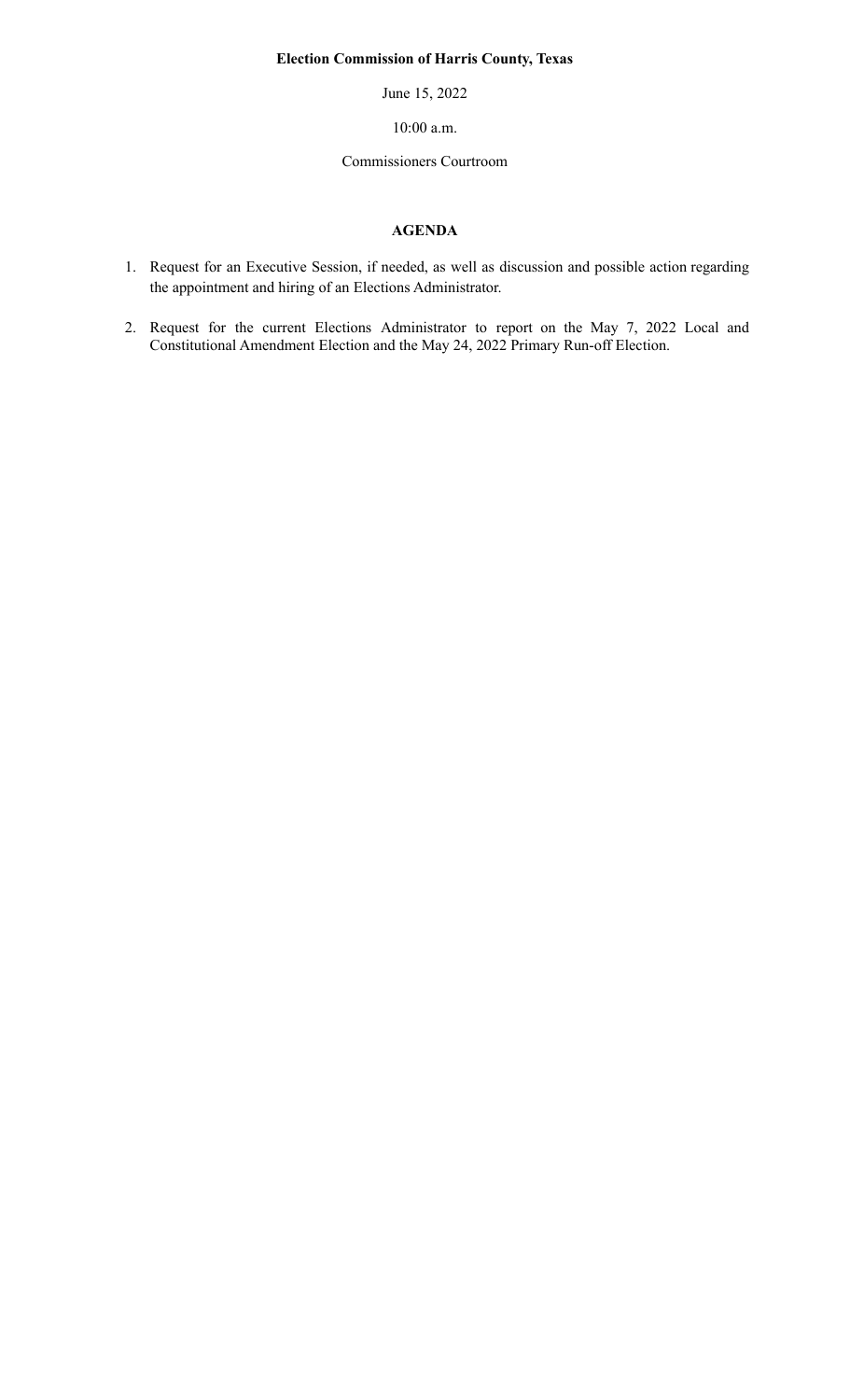**Election Commission of Harris County, Texas**

June 15, 2022

10:00 a.m.

Commissioners Courtroom

## AGENDA

1. Request for an Executive Session, if needed, as well as discussion and possible action regarding the appointment and hiring of an Elections Administrator.

2. Request for the current Elections Administrator to report on the May 7, 2022 Local and Constitutional Amendment Election and the May 24, 2022 Primary Run-off Election.